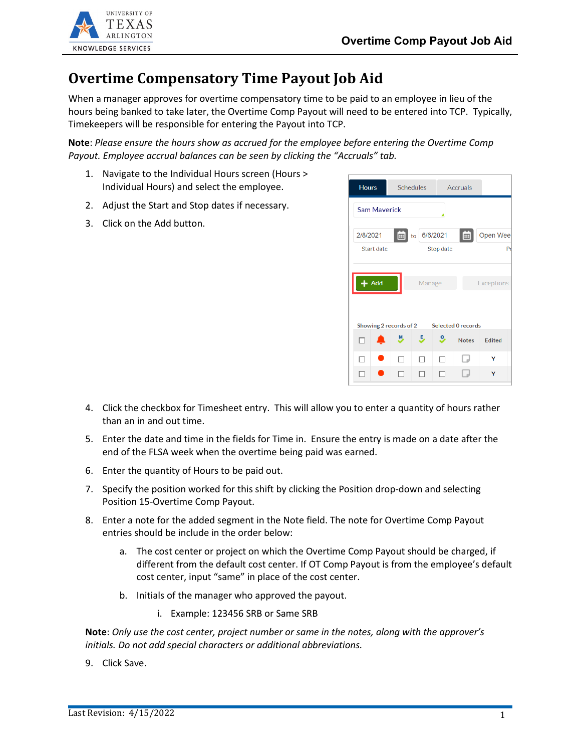# Overtime Compensatory Time Payout Job Aid

When a manager approves for overtime compensatory time to be paid to an employee in lieu of the hours being banked to take later, the Overtime Comp Payout will need to be entered into TCP. Typically, Timekeepers will be responsible for entering the Payout into TCP.

**Note**: *Please ensure the hours show as accrued for the employee before entering the Overtime Comp Payout. Employee accrual balances can be seen by clicking the "Accruals" tab.*

1. Navigate to the Individual Hours screen (Hours > Individual Hours) and select the employee.
2. Adjust the Start and Stop dates if necessary.
3. Click on the Add button.
4. Click the checkbox for Timesheet entry. This will allow you to enter a quantity of hours rather than an in and out time.
5. Enter the date and time in the fields for Time in. Ensure the entry is made on a date after the end of the FLSA week when the overtime being paid was earned.
6. Enter the quantity of Hours to be paid out.
7. Specify the position worked for this shift by clicking the Position drop-down and selecting Position 15-Overtime Comp Payout.
8. Enter a note for the added segment in the Note field. The note for Overtime Comp Payout entries should be include in the order below:
    a. The cost center or project on which the Overtime Comp Payout should be charged, if different from the default cost center. If OT Comp Payout is from the employee's default cost center, input "same" in place of the cost center.
    b. Initials of the manager who approved the payout.
        i. Example: 123456 SRB or Same SRB

**Note**: *Only use the cost center, project number or same in the notes, along with the approver's initials. Do not add special characters or additional abbreviations.*

9. Click Save.

Last Revision: 4/15/2022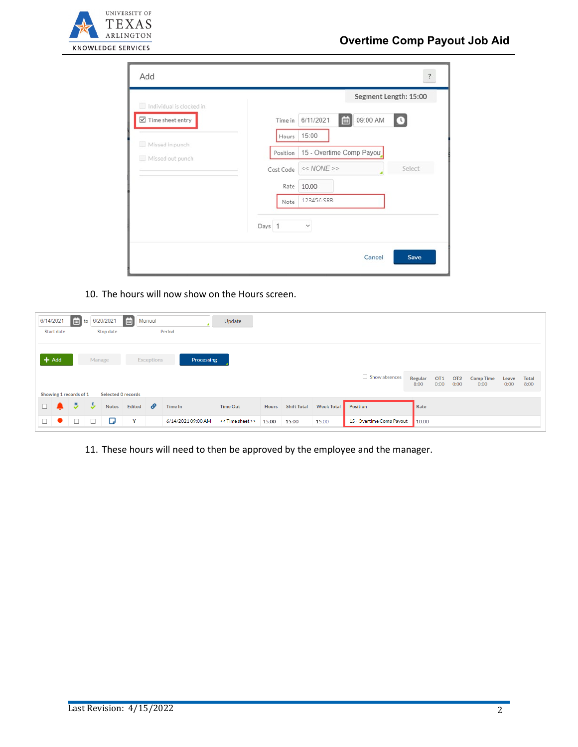10. The hours will now show on the Hours screen.

11. These hours will need to then be approved by the employee and the manager.